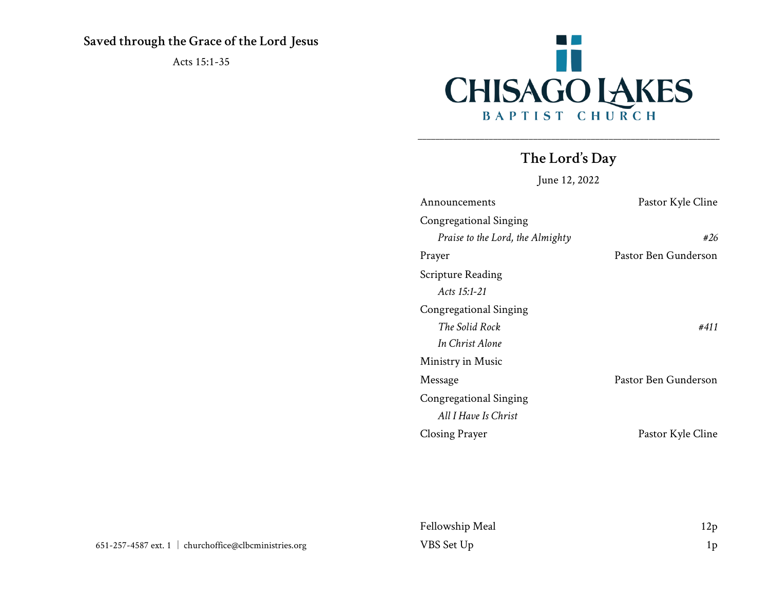## Saved through the Grace of the Lord Jesus

Acts 15:1-35

651-257-4587 ext. 1 | churchoffice@clbcministries.org

# CHISAGO LAKES
## BAPTIST CHURCH

---

## The Lord's Day

June 12, 2022

| | |
|---|---|
| Announcements | Pastor Kyle Cline |
| Congregational Singing | |
| *Praise to the Lord, the Almighty* | *#26* |
| Prayer | Pastor Ben Gunderson |
| Scripture Reading | |
| *Acts 15:1-21* | |
| Congregational Singing | |
| *The Solid Rock* | *#411* |
| *In Christ Alone* | |
| Ministry in Music | |
| Message | Pastor Ben Gunderson |
| Congregational Singing | |
| *All I Have Is Christ* | |
| Closing Prayer | Pastor Kyle Cline |

| | |
|---|---|
| Fellowship Meal | 12p |
| VBS Set Up | 1p |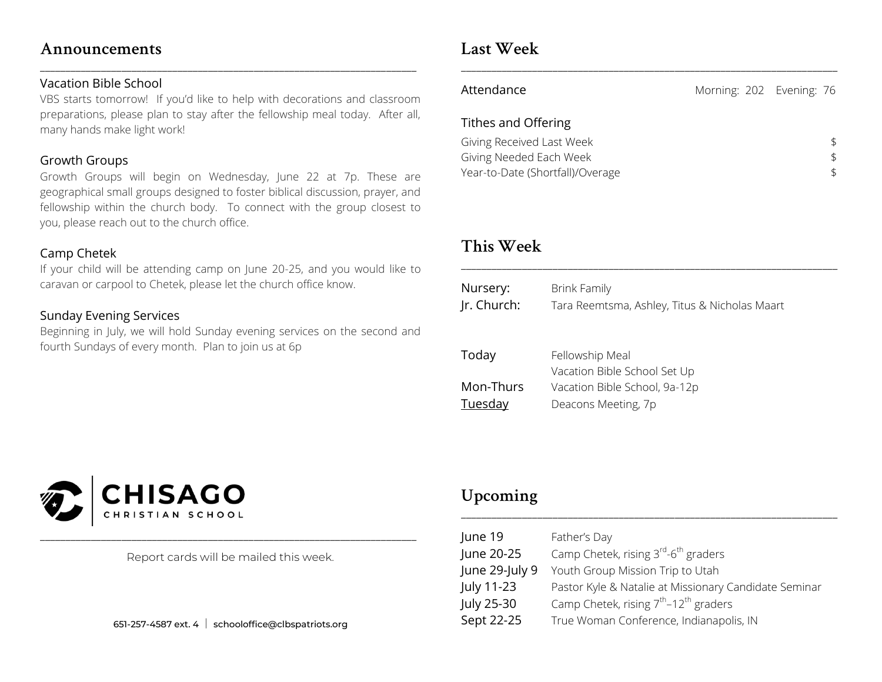## Announcements

### Vacation Bible School

VBS starts tomorrow! If you'd like to help with decorations and classroom preparations, please plan to stay after the fellowship meal today. After all, many hands make light work!

### Growth Groups

Growth Groups will begin on Wednesday, June 22 at 7p. These are geographical small groups designed to foster biblical discussion, prayer, and fellowship within the church body. To connect with the group closest to you, please reach out to the church office.

### Camp Chetek

If your child will be attending camp on June 20-25, and you would like to caravan or carpool to Chetek, please let the church office know.

### Sunday Evening Services

Beginning in July, we will hold Sunday evening services on the second and fourth Sundays of every month. Plan to join us at 6p

**CHISAGO**
CHRISTIAN SCHOOL

Report cards will be mailed this week.

651-257-4587 ext. 4 | schooloffice@clbspatriots.org

## Last Week

Attendance — Morning: 202 Evening: 76

### Tithes and Offering

| | |
|---|---|
| Giving Received Last Week | $ |
| Giving Needed Each Week | $ |
| Year-to-Date (Shortfall)/Overage | $ |

## This Week

| | |
|---|---|
| Nursery: | Brink Family |
| Jr. Church: | Tara Reemtsma, Ashley, Titus & Nicholas Maart |

| | |
|---|---|
| Today | Fellowship Meal<br>Vacation Bible School Set Up |
| Mon-Thurs | Vacation Bible School, 9a-12p |
| Tuesday | Deacons Meeting, 7p |

## Upcoming

| | |
|---|---|
| June 19 | Father's Day |
| June 20-25 | Camp Chetek, rising 3rd-6th graders |
| June 29-July 9 | Youth Group Mission Trip to Utah |
| July 11-23 | Pastor Kyle & Natalie at Missionary Candidate Seminar |
| July 25-30 | Camp Chetek, rising 7th–12th graders |
| Sept 22-25 | True Woman Conference, Indianapolis, IN |